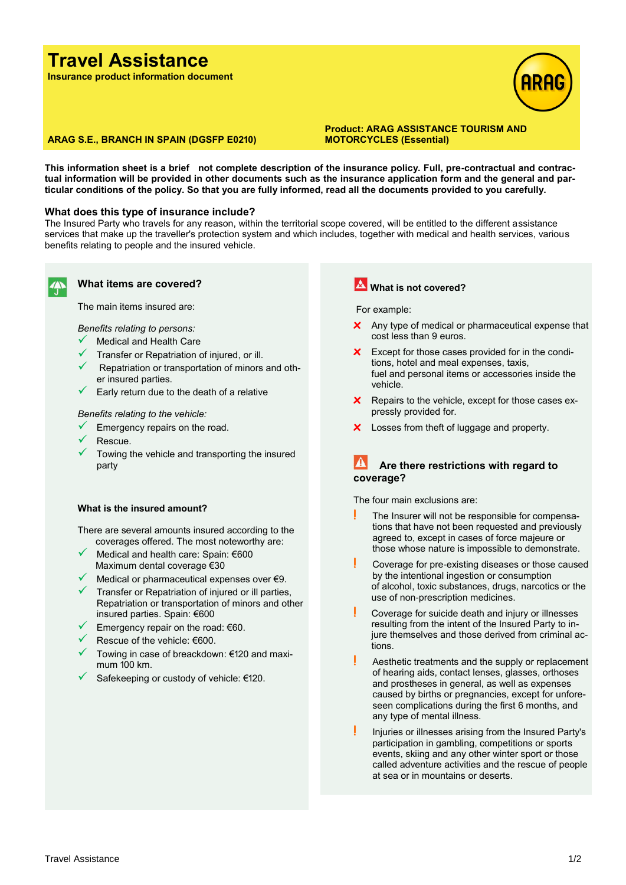# Travel Assistance

**Insurance product information document**

**ARAG S.E., BRANCH IN SPAIN (DGSFP E0210)**

**Product: ARAG ASSISTANCE TOURISM AND MOTORCYCLES (Essential)**

**This information sheet is a brief not complete description of the insurance policy. Full, pre-contractual and contractual information will be provided in other documents such as the insurance application form and the general and particular conditions of the policy. So that you are fully informed, read all the documents provided to you carefully.**

## What does this type of insurance include?

The Insured Party who travels for any reason, within the territorial scope covered, will be entitled to the different assistance services that make up the traveller's protection system and which includes, together with medical and health services, various benefits relating to people and the insured vehicle.

### What items are covered?

The main items insured are:

*Benefits relating to persons:*

- ✓ Medical and Health Care
- ✓ Transfer or Repatriation of injured, or ill.
- ✓ Repatriation or transportation of minors and other insured parties.
- ✓ Early return due to the death of a relative

*Benefits relating to the vehicle:*

- ✓ Emergency repairs on the road.
- ✓ Rescue.
- ✓ Towing the vehicle and transporting the insured party

#### What is the insured amount?

There are several amounts insured according to the coverages offered. The most noteworthy are:

- ✓ Medical and health care: Spain: €600 Maximum dental coverage €30
- ✓ Medical or pharmaceutical expenses over €9.
- ✓ Transfer or Repatriation of injured or ill parties, Repatriation or transportation of minors and other insured parties. Spain: €600
- ✓ Emergency repair on the road: €60.
- ✓ Rescue of the vehicle: €600.
- ✓ Towing in case of breackdown: €120 and maximum 100 km.
- ✓ Safekeeping or custody of vehicle: €120.

### What is not covered?

For example:

- ✗ Any type of medical or pharmaceutical expense that cost less than 9 euros.
- ✗ Except for those cases provided for in the conditions, hotel and meal expenses, taxis, fuel and personal items or accessories inside the vehicle.
- ✗ Repairs to the vehicle, except for those cases expressly provided for.
- ✗ Losses from theft of luggage and property.

### Are there restrictions with regard to coverage?

The four main exclusions are:

- ! The Insurer will not be responsible for compensations that have not been requested and previously agreed to, except in cases of force majeure or those whose nature is impossible to demonstrate.
- ! Coverage for pre-existing diseases or those caused by the intentional ingestion or consumption of alcohol, toxic substances, drugs, narcotics or the use of non-prescription medicines.
- ! Coverage for suicide death and injury or illnesses resulting from the intent of the Insured Party to injure themselves and those derived from criminal actions.
- ! Aesthetic treatments and the supply or replacement of hearing aids, contact lenses, glasses, orthoses and prostheses in general, as well as expenses caused by births or pregnancies, except for unforeseen complications during the first 6 months, and any type of mental illness.
- ! Injuries or illnesses arising from the Insured Party's participation in gambling, competitions or sports events, skiing and any other winter sport or those called adventure activities and the rescue of people at sea or in mountains or deserts.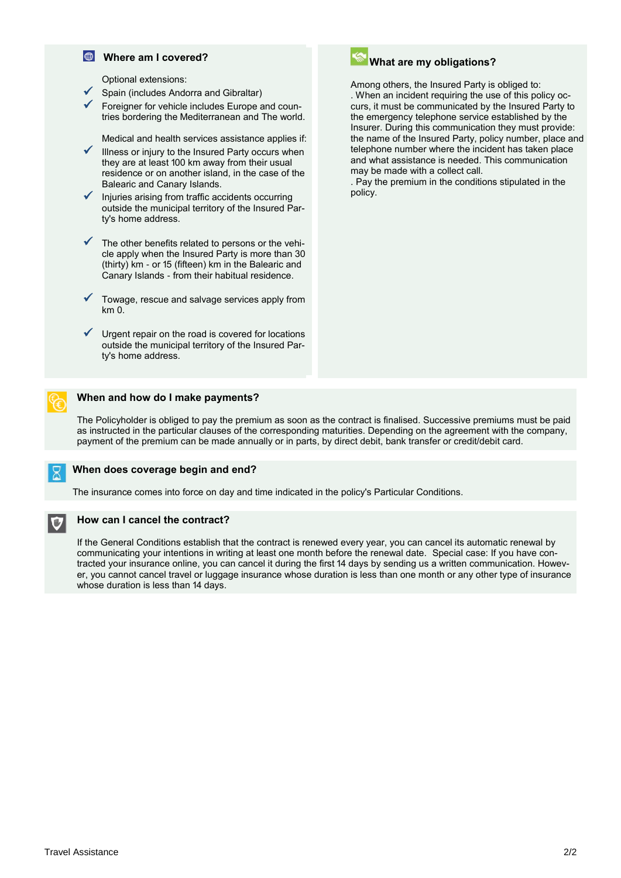## Where am I covered?

Optional extensions:

- ✓ Spain (includes Andorra and Gibraltar)
- ✓ Foreigner for vehicle includes Europe and countries bordering the Mediterranean and The world.

Medical and health services assistance applies if:

- ✓ Illness or injury to the Insured Party occurs when they are at least 100 km away from their usual residence or on another island, in the case of the Balearic and Canary Islands.
- ✓ Injuries arising from traffic accidents occurring outside the municipal territory of the Insured Party's home address.
- ✓ The other benefits related to persons or the vehicle apply when the Insured Party is more than 30 (thirty) km - or 15 (fifteen) km in the Balearic and Canary Islands - from their habitual residence.
- ✓ Towage, rescue and salvage services apply from km 0.
- ✓ Urgent repair on the road is covered for locations outside the municipal territory of the Insured Party's home address.

## What are my obligations?

Among others, the Insured Party is obliged to:

. When an incident requiring the use of this policy occurs, it must be communicated by the Insured Party to the emergency telephone service established by the Insurer. During this communication they must provide: the name of the Insured Party, policy number, place and telephone number where the incident has taken place and what assistance is needed. This communication may be made with a collect call.

. Pay the premium in the conditions stipulated in the policy.

## When and how do I make payments?

The Policyholder is obliged to pay the premium as soon as the contract is finalised. Successive premiums must be paid as instructed in the particular clauses of the corresponding maturities. Depending on the agreement with the company, payment of the premium can be made annually or in parts, by direct debit, bank transfer or credit/debit card.

## When does coverage begin and end?

The insurance comes into force on day and time indicated in the policy's Particular Conditions.

## How can I cancel the contract?

If the General Conditions establish that the contract is renewed every year, you can cancel its automatic renewal by communicating your intentions in writing at least one month before the renewal date. Special case: If you have contracted your insurance online, you can cancel it during the first 14 days by sending us a written communication. However, you cannot cancel travel or luggage insurance whose duration is less than one month or any other type of insurance whose duration is less than 14 days.

Travel Assistance